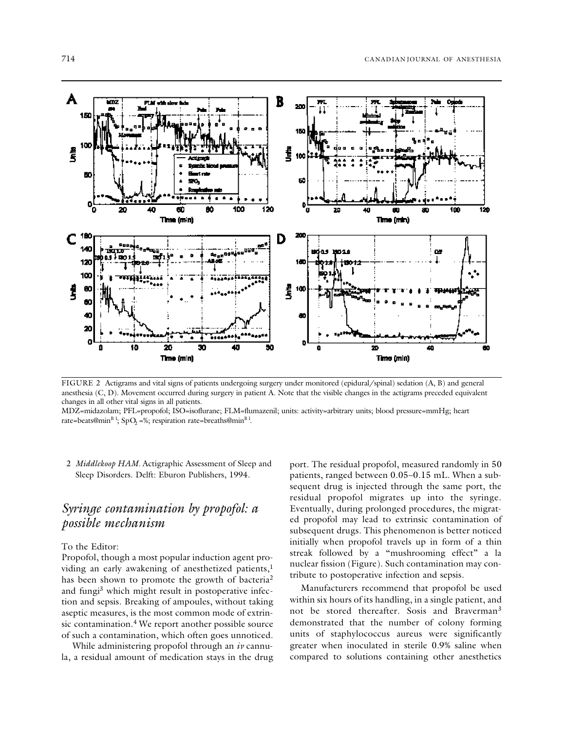FIGURE 2 Actigrams and vital signs of patients undergoing surgery under monitored (epidural/spinal) sedation (A, B) and general anesthesia (C, D). Movement occurred during surgery in patient A. Note that the visible changes in the actigrams preceded equivalent changes in all other vital signs in all patients.

MDZ=midazolam; PFL=propofol; ISO=isoflurane; FLM=flumazenil; units: activity=arbitrary units; blood pressure=mmHg; heart rate=beats@min$^{B1}$; $SpO_2$ =%; respiration rate=breaths@min$^{B1}$.

2 *Middlekoop HAM.* Actigraphic Assessment of Sleep and Sleep Disorders. Delft: Eburon Publishers, 1994.

## *Syringe contamination by propofol: a possible mechanism*

To the Editor:

Propofol, though a most popular induction agent providing an early awakening of anesthetized patients,[1] has been shown to promote the growth of bacteria[2] and fungi[3] which might result in postoperative infection and sepsis. Breaking of ampoules, without taking aseptic measures, is the most common mode of extrinsic contamination.[4] We report another possible source of such a contamination, which often goes unnoticed.

While administering propofol through an *iv* cannula, a residual amount of medication stays in the drug port. The residual propofol, measured randomly in 50 patients, ranged between 0.05–0.15 mL. When a subsequent drug is injected through the same port, the residual propofol migrates up into the syringe. Eventually, during prolonged procedures, the migrated propofol may lead to extrinsic contamination of subsequent drugs. This phenomenon is better noticed initially when propofol travels up in form of a thin streak followed by a "mushrooming effect" a la nuclear fission (Figure). Such contamination may contribute to postoperative infection and sepsis.

Manufacturers recommend that propofol be used within six hours of its handling, in a single patient, and not be stored thereafter. Sosis and Braverman[3] demonstrated that the number of colony forming units of staphylococcus aureus were significantly greater when inoculated in sterile 0.9% saline when compared to solutions containing other anesthetics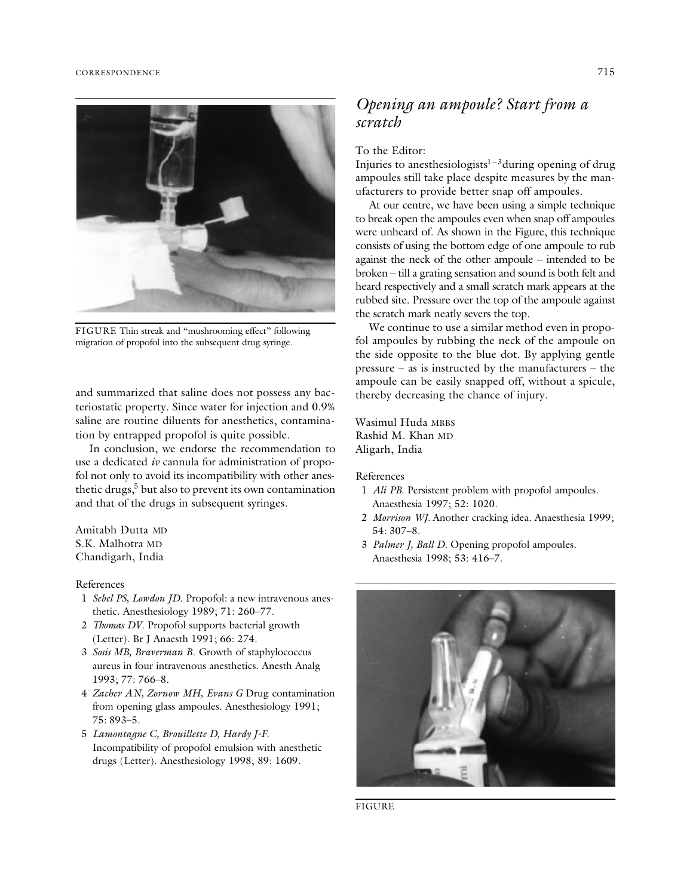FIGURE Thin streak and "mushrooming effect" following migration of propofol into the subsequent drug syringe.

and summarized that saline does not possess any bacteriostatic property. Since water for injection and 0.9% saline are routine diluents for anesthetics, contamination by entrapped propofol is quite possible.

In conclusion, we endorse the recommendation to use a dedicated *iv* cannula for administration of propofol not only to avoid its incompatibility with other anesthetic drugs,[5] but also to prevent its own contamination and that of the drugs in subsequent syringes.

Amitabh Dutta MD
S.K. Malhotra MD
Chandigarh, India

References

1. *Sebel PS, Lowdon JD.* Propofol: a new intravenous anesthetic. Anesthesiology 1989; 71: 260–77.
2. *Thomas DV.* Propofol supports bacterial growth (Letter). Br J Anaesth 1991; 66: 274.
3. *Sosis MB, Braverman B.* Growth of staphylococcus aureus in four intravenous anesthetics. Anesth Analg 1993; 77: 766–8.
4. *Zacher AN, Zornow MH, Evans G* Drug contamination from opening glass ampoules. Anesthesiology 1991; 75: 893–5.
5. *Lamontagne C, Brouillette D, Hardy J-F.* Incompatibility of propofol emulsion with anesthetic drugs (Letter). Anesthesiology 1998; 89: 1609.

# *Opening an ampoule? Start from a scratch*

To the Editor:

Injuries to anesthesiologists[1–3] during opening of drug ampoules still take place despite measures by the manufacturers to provide better snap off ampoules.

At our centre, we have been using a simple technique to break open the ampoules even when snap off ampoules were unheard of. As shown in the Figure, this technique consists of using the bottom edge of one ampoule to rub against the neck of the other ampoule – intended to be broken – till a grating sensation and sound is both felt and heard respectively and a small scratch mark appears at the rubbed site. Pressure over the top of the ampoule against the scratch mark neatly severs the top.

We continue to use a similar method even in propofol ampoules by rubbing the neck of the ampoule on the side opposite to the blue dot. By applying gentle pressure – as is instructed by the manufacturers – the ampoule can be easily snapped off, without a spicule, thereby decreasing the chance of injury.

Wasimul Huda MBBS
Rashid M. Khan MD
Aligarh, India

References

1. *Ali PB.* Persistent problem with propofol ampoules. Anaesthesia 1997; 52: 1020.
2. *Morrison WJ.* Another cracking idea. Anaesthesia 1999; 54: 307–8.
3. *Palmer J, Ball D.* Opening propofol ampoules. Anaesthesia 1998; 53: 416–7.

FIGURE